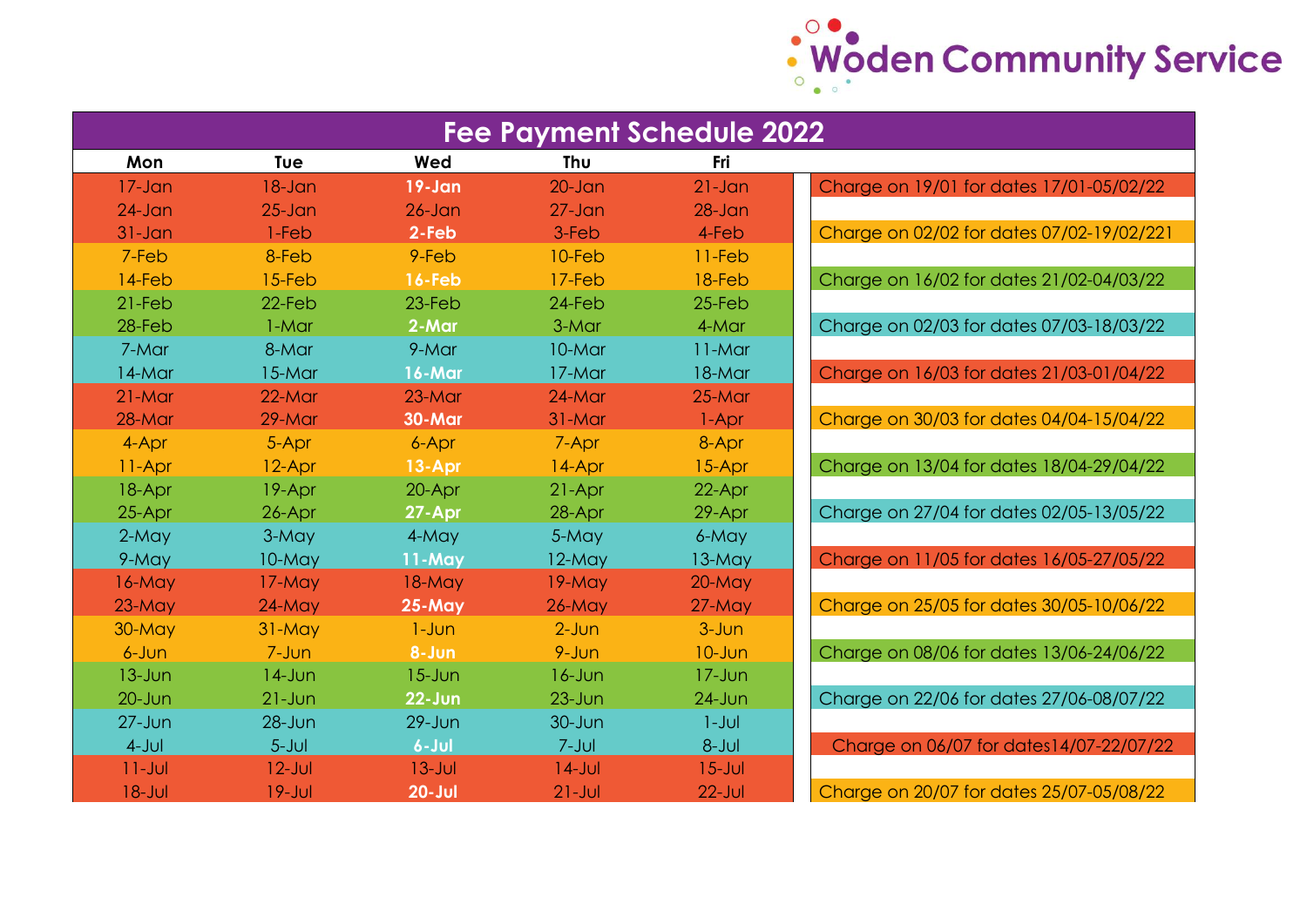Woden Community Service

# Fee Payment Schedule 2022

| Mon | Tue | Wed | Thu | Fri | |
|---|---|---|---|---|---|
| 17-Jan | 18-Jan | **19-Jan** | 20-Jan | 21-Jan | Charge on 19/01 for dates 17/01-05/02/22 |
| 24-Jan | 25-Jan | 26-Jan | 27-Jan | 28-Jan | |
| 31-Jan | 1-Feb | **2-Feb** | 3-Feb | 4-Feb | Charge on 02/02 for dates 07/02-19/02/221 |
| 7-Feb | 8-Feb | 9-Feb | 10-Feb | 11-Feb | |
| 14-Feb | 15-Feb | **16-Feb** | 17-Feb | 18-Feb | Charge on 16/02 for dates 21/02-04/03/22 |
| 21-Feb | 22-Feb | 23-Feb | 24-Feb | 25-Feb | |
| 28-Feb | 1-Mar | **2-Mar** | 3-Mar | 4-Mar | Charge on 02/03 for dates 07/03-18/03/22 |
| 7-Mar | 8-Mar | 9-Mar | 10-Mar | 11-Mar | |
| 14-Mar | 15-Mar | **16-Mar** | 17-Mar | 18-Mar | Charge on 16/03 for dates 21/03-01/04/22 |
| 21-Mar | 22-Mar | 23-Mar | 24-Mar | 25-Mar | |
| 28-Mar | 29-Mar | **30-Mar** | 31-Mar | 1-Apr | Charge on 30/03 for dates 04/04-15/04/22 |
| 4-Apr | 5-Apr | 6-Apr | 7-Apr | 8-Apr | |
| 11-Apr | 12-Apr | **13-Apr** | 14-Apr | 15-Apr | Charge on 13/04 for dates 18/04-29/04/22 |
| 18-Apr | 19-Apr | 20-Apr | 21-Apr | 22-Apr | |
| 25-Apr | 26-Apr | **27-Apr** | 28-Apr | 29-Apr | Charge on 27/04 for dates 02/05-13/05/22 |
| 2-May | 3-May | 4-May | 5-May | 6-May | |
| 9-May | 10-May | **11-May** | 12-May | 13-May | Charge on 11/05 for dates 16/05-27/05/22 |
| 16-May | 17-May | 18-May | 19-May | 20-May | |
| 23-May | 24-May | **25-May** | 26-May | 27-May | Charge on 25/05 for dates 30/05-10/06/22 |
| 30-May | 31-May | 1-Jun | 2-Jun | 3-Jun | |
| 6-Jun | 7-Jun | **8-Jun** | 9-Jun | 10-Jun | Charge on 08/06 for dates 13/06-24/06/22 |
| 13-Jun | 14-Jun | 15-Jun | 16-Jun | 17-Jun | |
| 20-Jun | 21-Jun | **22-Jun** | 23-Jun | 24-Jun | Charge on 22/06 for dates 27/06-08/07/22 |
| 27-Jun | 28-Jun | 29-Jun | 30-Jun | 1-Jul | |
| 4-Jul | 5-Jul | **6-Jul** | 7-Jul | 8-Jul | Charge on 06/07 for dates14/07-22/07/22 |
| 11-Jul | 12-Jul | 13-Jul | 14-Jul | 15-Jul | |
| 18-Jul | 19-Jul | **20-Jul** | 21-Jul | 22-Jul | Charge on 20/07 for dates 25/07-05/08/22 |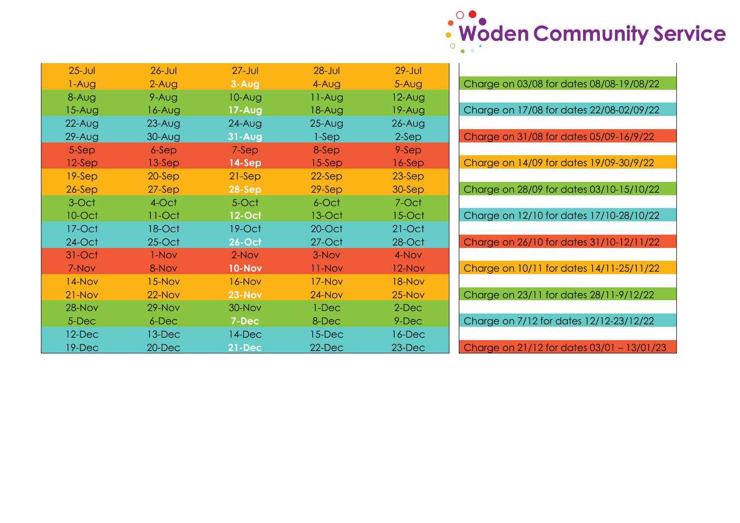# Woden Community Service

| | | | | |
|---|---|---|---|---|
| 25-Jul | 26-Jul | 27-Jul | 28-Jul | 29-Jul |
| 1-Aug | 2-Aug | **3-Aug** | 4-Aug | 5-Aug |
| 8-Aug | 9-Aug | 10-Aug | 11-Aug | 12-Aug |
| 15-Aug | 16-Aug | **17-Aug** | 18-Aug | 19-Aug |
| 22-Aug | 23-Aug | 24-Aug | 25-Aug | 26-Aug |
| 29-Aug | 30-Aug | **31-Aug** | 1-Sep | 2-Sep |
| 5-Sep | 6-Sep | 7-Sep | 8-Sep | 9-Sep |
| 12-Sep | 13-Sep | **14-Sep** | 15-Sep | 16-Sep |
| 19-Sep | 20-Sep | 21-Sep | 22-Sep | 23-Sep |
| 26-Sep | 27-Sep | **28-Sep** | 29-Sep | 30-Sep |
| 3-Oct | 4-Oct | 5-Oct | 6-Oct | 7-Oct |
| 10-Oct | 11-Oct | **12-Oct** | 13-Oct | 15-Oct |
| 17-Oct | 18-Oct | 19-Oct | 20-Oct | 21-Oct |
| 24-Oct | 25-Oct | **26-Oct** | 27-Oct | 28-Oct |
| 31-Oct | 1-Nov | 2-Nov | 3-Nov | 4-Nov |
| 7-Nov | 8-Nov | **10-Nov** | 11-Nov | 12-Nov |
| 14-Nov | 15-Nov | 16-Nov | 17-Nov | 18-Nov |
| 21-Nov | 22-Nov | **23-Nov** | 24-Nov | 25-Nov |
| 28-Nov | 29-Nov | 30-Nov | 1-Dec | 2-Dec |
| 5-Dec | 6-Dec | **7-Dec** | 8-Dec | 9-Dec |
| 12-Dec | 13-Dec | 14-Dec | 15-Dec | 16-Dec |
| 19-Dec | 20-Dec | **21-Dec** | 22-Dec | 23-Dec |

- Charge on 03/08 for dates 08/08-19/08/22
- Charge on 17/08 for dates 22/08-02/09/22
- Charge on 31/08 for dates 05/09-16/9/22
- Charge on 14/09 for dates 19/09-30/9/22
- Charge on 28/09 for dates 03/10-15/10/22
- Charge on 12/10 for dates 17/10-28/10/22
- Charge on 26/10 for dates 31/10-12/11/22
- Charge on 10/11 for dates 14/11-25/11/22
- Charge on 23/11 for dates 28/11-9/12/22
- Charge on 7/12 for dates 12/12-23/12/22
- Charge on 21/12 for dates 03/01 – 13/01/23